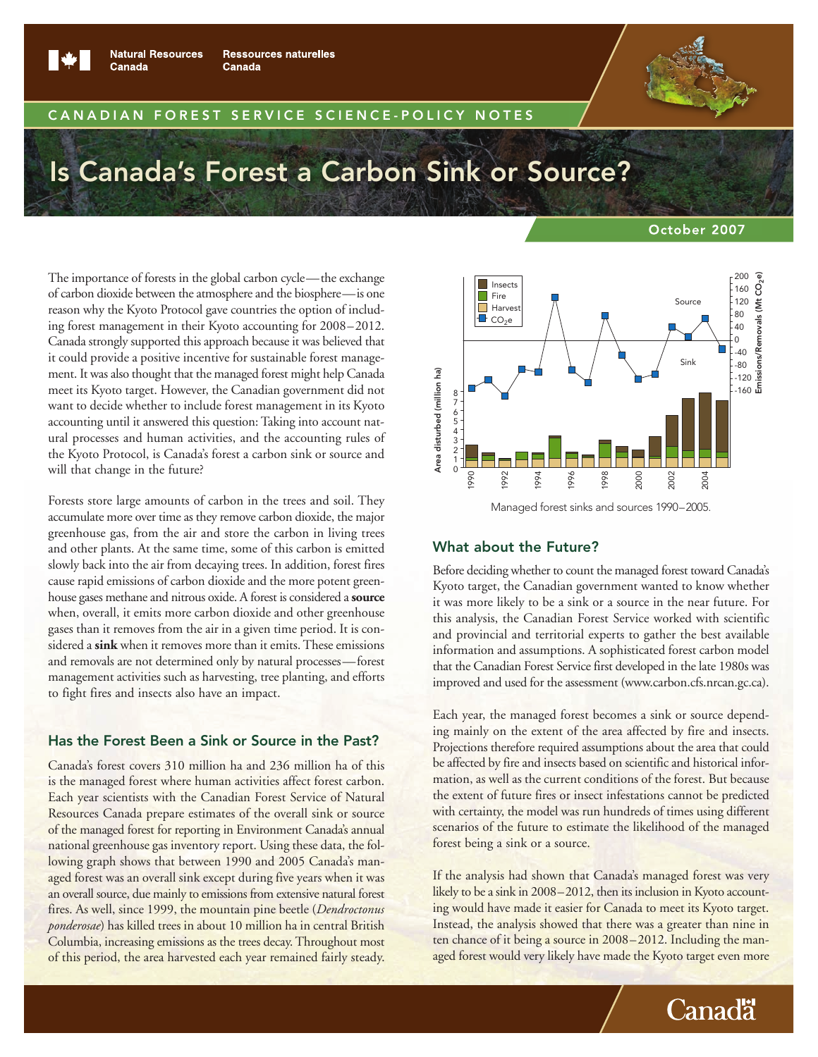Canadian Forest Service Science-Policy Notes

# Is Canada's Forest a Carbon Sink or Source?

October 2007

The importance of forests in the global carbon cycle—the exchange of carbon dioxide between the atmosphere and the biosphere—is one reason why the Kyoto Protocol gave countries the option of including forest management in their Kyoto accounting for 2008–2012. Canada strongly supported this approach because it was believed that it could provide a positive incentive for sustainable forest management. It was also thought that the managed forest might help Canada meet its Kyoto target. However, the Canadian government did not want to decide whether to include forest management in its Kyoto accounting until it answered this question: Taking into account natural processes and human activities, and the accounting rules of the Kyoto Protocol, is Canada's forest a carbon sink or source and will that change in the future?

Forests store large amounts of carbon in the trees and soil. They accumulate more over time as they remove carbon dioxide, the major greenhouse gas, from the air and store the carbon in living trees and other plants. At the same time, some of this carbon is emitted slowly back into the air from decaying trees. In addition, forest fires cause rapid emissions of carbon dioxide and the more potent greenhouse gases methane and nitrous oxide. A forest is considered a **source** when, overall, it emits more carbon dioxide and other greenhouse gases than it removes from the air in a given time period. It is considered a **sink** when it removes more than it emits. These emissions and removals are not determined only by natural processes—forest management activities such as harvesting, tree planting, and efforts to fight fires and insects also have an impact.

## Has the Forest Been a Sink or Source in the Past?

Canada's forest covers 310 million ha and 236 million ha of this is the managed forest where human activities affect forest carbon. Each year scientists with the Canadian Forest Service of Natural Resources Canada prepare estimates of the overall sink or source of the managed forest for reporting in Environment Canada's annual national greenhouse gas inventory report. Using these data, the following graph shows that between 1990 and 2005 Canada's managed forest was an overall sink except during five years when it was an overall source, due mainly to emissions from extensive natural forest fires. As well, since 1999, the mountain pine beetle (*Dendroctonus ponderosae*) has killed trees in about 10 million ha in central British Columbia, increasing emissions as the trees decay. Throughout most of this period, the area harvested each year remained fairly steady.

Managed forest sinks and sources 1990–2005.

## What about the Future?

Before deciding whether to count the managed forest toward Canada's Kyoto target, the Canadian government wanted to know whether it was more likely to be a sink or a source in the near future. For this analysis, the Canadian Forest Service worked with scientific and provincial and territorial experts to gather the best available information and assumptions. A sophisticated forest carbon model that the Canadian Forest Service first developed in the late 1980s was improved and used for the assessment (www.carbon.cfs.nrcan.gc.ca).

Each year, the managed forest becomes a sink or source depending mainly on the extent of the area affected by fire and insects. Projections therefore required assumptions about the area that could be affected by fire and insects based on scientific and historical information, as well as the current conditions of the forest. But because the extent of future fires or insect infestations cannot be predicted with certainty, the model was run hundreds of times using different scenarios of the future to estimate the likelihood of the managed forest being a sink or a source.

If the analysis had shown that Canada's managed forest was very likely to be a sink in 2008–2012, then its inclusion in Kyoto accounting would have made it easier for Canada to meet its Kyoto target. Instead, the analysis showed that there was a greater than nine in ten chance of it being a source in 2008–2012. Including the managed forest would very likely have made the Kyoto target even more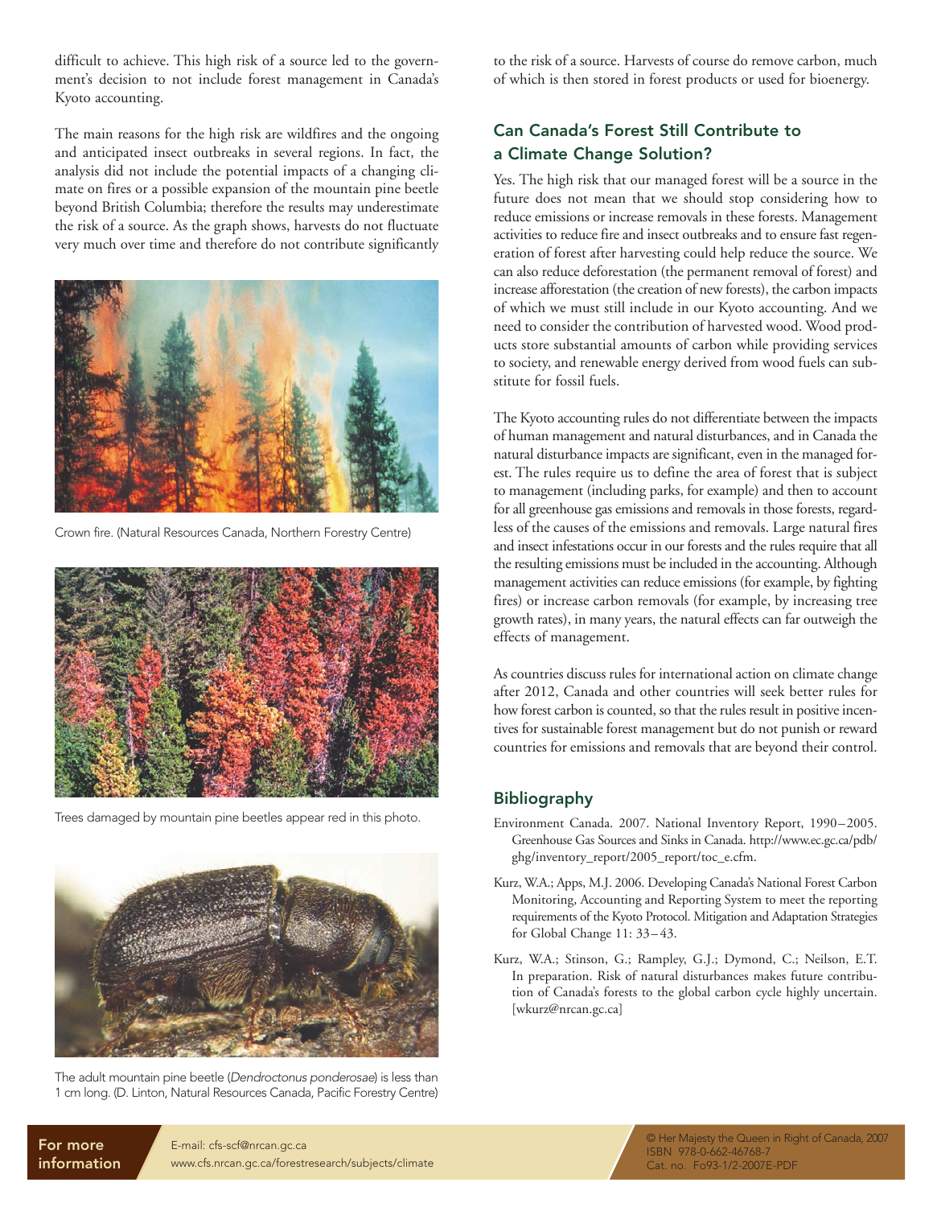difficult to achieve. This high risk of a source led to the government's decision to not include forest management in Canada's Kyoto accounting.

The main reasons for the high risk are wildfires and the ongoing and anticipated insect outbreaks in several regions. In fact, the analysis did not include the potential impacts of a changing climate on fires or a possible expansion of the mountain pine beetle beyond British Columbia; therefore the results may underestimate the risk of a source. As the graph shows, harvests do not fluctuate very much over time and therefore do not contribute significantly to the risk of a source. Harvests of course do remove carbon, much of which is then stored in forest products or used for bioenergy.

Crown fire. (Natural Resources Canada, Northern Forestry Centre)

Trees damaged by mountain pine beetles appear red in this photo.

The adult mountain pine beetle (*Dendroctonus ponderosae*) is less than 1 cm long. (D. Linton, Natural Resources Canada, Pacific Forestry Centre)

## Can Canada's Forest Still Contribute to a Climate Change Solution?

Yes. The high risk that our managed forest will be a source in the future does not mean that we should stop considering how to reduce emissions or increase removals in these forests. Management activities to reduce fire and insect outbreaks and to ensure fast regeneration of forest after harvesting could help reduce the source. We can also reduce deforestation (the permanent removal of forest) and increase afforestation (the creation of new forests), the carbon impacts of which we must still include in our Kyoto accounting. And we need to consider the contribution of harvested wood. Wood products store substantial amounts of carbon while providing services to society, and renewable energy derived from wood fuels can substitute for fossil fuels.

The Kyoto accounting rules do not differentiate between the impacts of human management and natural disturbances, and in Canada the natural disturbance impacts are significant, even in the managed forest. The rules require us to define the area of forest that is subject to management (including parks, for example) and then to account for all greenhouse gas emissions and removals in those forests, regardless of the causes of the emissions and removals. Large natural fires and insect infestations occur in our forests and the rules require that all the resulting emissions must be included in the accounting. Although management activities can reduce emissions (for example, by fighting fires) or increase carbon removals (for example, by increasing tree growth rates), in many years, the natural effects can far outweigh the effects of management.

As countries discuss rules for international action on climate change after 2012, Canada and other countries will seek better rules for how forest carbon is counted, so that the rules result in positive incentives for sustainable forest management but do not punish or reward countries for emissions and removals that are beyond their control.

## Bibliography

Environment Canada. 2007. National Inventory Report, 1990–2005. Greenhouse Gas Sources and Sinks in Canada. http://www.ec.gc.ca/pdb/ghg/inventory_report/2005_report/toc_e.cfm.

Kurz, W.A.; Apps, M.J. 2006. Developing Canada's National Forest Carbon Monitoring, Accounting and Reporting System to meet the reporting requirements of the Kyoto Protocol. Mitigation and Adaptation Strategies for Global Change 11: 33–43.

Kurz, W.A.; Stinson, G.; Rampley, G.J.; Dymond, C.; Neilson, E.T. In preparation. Risk of natural disturbances makes future contribution of Canada's forests to the global carbon cycle highly uncertain. [wkurz@nrcan.gc.ca]

**For more information**

E-mail: cfs-scf@nrcan.gc.ca
www.cfs.nrcan.gc.ca/forestresearch/subjects/climate

© Her Majesty the Queen in Right of Canada, 2007
ISBN 978-0-662-46768-7
Cat. no. Fo93-1/2-2007E-PDF